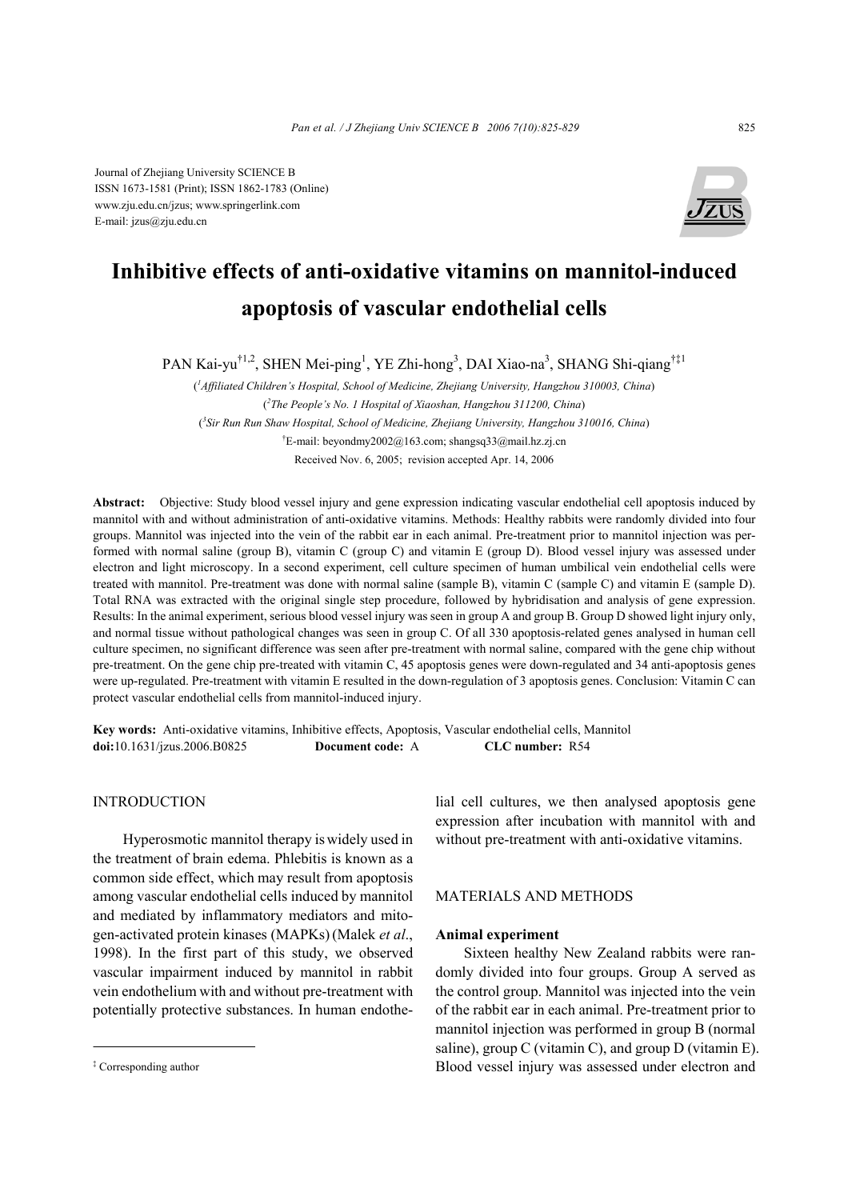Journal of Zhejiang University SCIENCE B
ISSN 1673-1581 (Print); ISSN 1862-1783 (Online)
www.zju.edu.cn/jzus; www.springerlink.com
E-mail: jzus@zju.edu.cn

# Inhibitive effects of anti-oxidative vitamins on mannitol-induced apoptosis of vascular endothelial cells

PAN Kai-yu[†1,2], SHEN Mei-ping[1], YE Zhi-hong[3], DAI Xiao-na[3], SHANG Shi-qiang[†‡1]

([1]*Affiliated Children's Hospital, School of Medicine, Zhejiang University, Hangzhou 310003, China*)

([2]*The People's No. 1 Hospital of Xiaoshan, Hangzhou 311200, China*)

([3]*Sir Run Run Shaw Hospital, School of Medicine, Zhejiang University, Hangzhou 310016, China*)

[†]E-mail: beyondmy2002@163.com; shangsq33@mail.hz.zj.cn

Received Nov. 6, 2005; revision accepted Apr. 14, 2006

**Abstract:** Objective: Study blood vessel injury and gene expression indicating vascular endothelial cell apoptosis induced by mannitol with and without administration of anti-oxidative vitamins. Methods: Healthy rabbits were randomly divided into four groups. Mannitol was injected into the vein of the rabbit ear in each animal. Pre-treatment prior to mannitol injection was performed with normal saline (group B), vitamin C (group C) and vitamin E (group D). Blood vessel injury was assessed under electron and light microscopy. In a second experiment, cell culture specimen of human umbilical vein endothelial cells were treated with mannitol. Pre-treatment was done with normal saline (sample B), vitamin C (sample C) and vitamin E (sample D). Total RNA was extracted with the original single step procedure, followed by hybridisation and analysis of gene expression. Results: In the animal experiment, serious blood vessel injury was seen in group A and group B. Group D showed light injury only, and normal tissue without pathological changes was seen in group C. Of all 330 apoptosis-related genes analysed in human cell culture specimen, no significant difference was seen after pre-treatment with normal saline, compared with the gene chip without pre-treatment. On the gene chip pre-treated with vitamin C, 45 apoptosis genes were down-regulated and 34 anti-apoptosis genes were up-regulated. Pre-treatment with vitamin E resulted in the down-regulation of 3 apoptosis genes. Conclusion: Vitamin C can protect vascular endothelial cells from mannitol-induced injury.

**Key words:** Anti-oxidative vitamins, Inhibitive effects, Apoptosis, Vascular endothelial cells, Mannitol
**doi:**10.1631/jzus.2006.B0825 **Document code:** A **CLC number:** R54

## INTRODUCTION

Hyperosmotic mannitol therapy is widely used in the treatment of brain edema. Phlebitis is known as a common side effect, which may result from apoptosis among vascular endothelial cells induced by mannitol and mediated by inflammatory mediators and mitogen-activated protein kinases (MAPKs) (Malek *et al*., 1998). In the first part of this study, we observed vascular impairment induced by mannitol in rabbit vein endothelium with and without pre-treatment with potentially protective substances. In human endothelial cell cultures, we then analysed apoptosis gene expression after incubation with mannitol with and without pre-treatment with anti-oxidative vitamins.

## MATERIALS AND METHODS

### Animal experiment

Sixteen healthy New Zealand rabbits were randomly divided into four groups. Group A served as the control group. Mannitol was injected into the vein of the rabbit ear in each animal. Pre-treatment prior to mannitol injection was performed in group B (normal saline), group C (vitamin C), and group D (vitamin E). Blood vessel injury was assessed under electron and

[‡] Corresponding author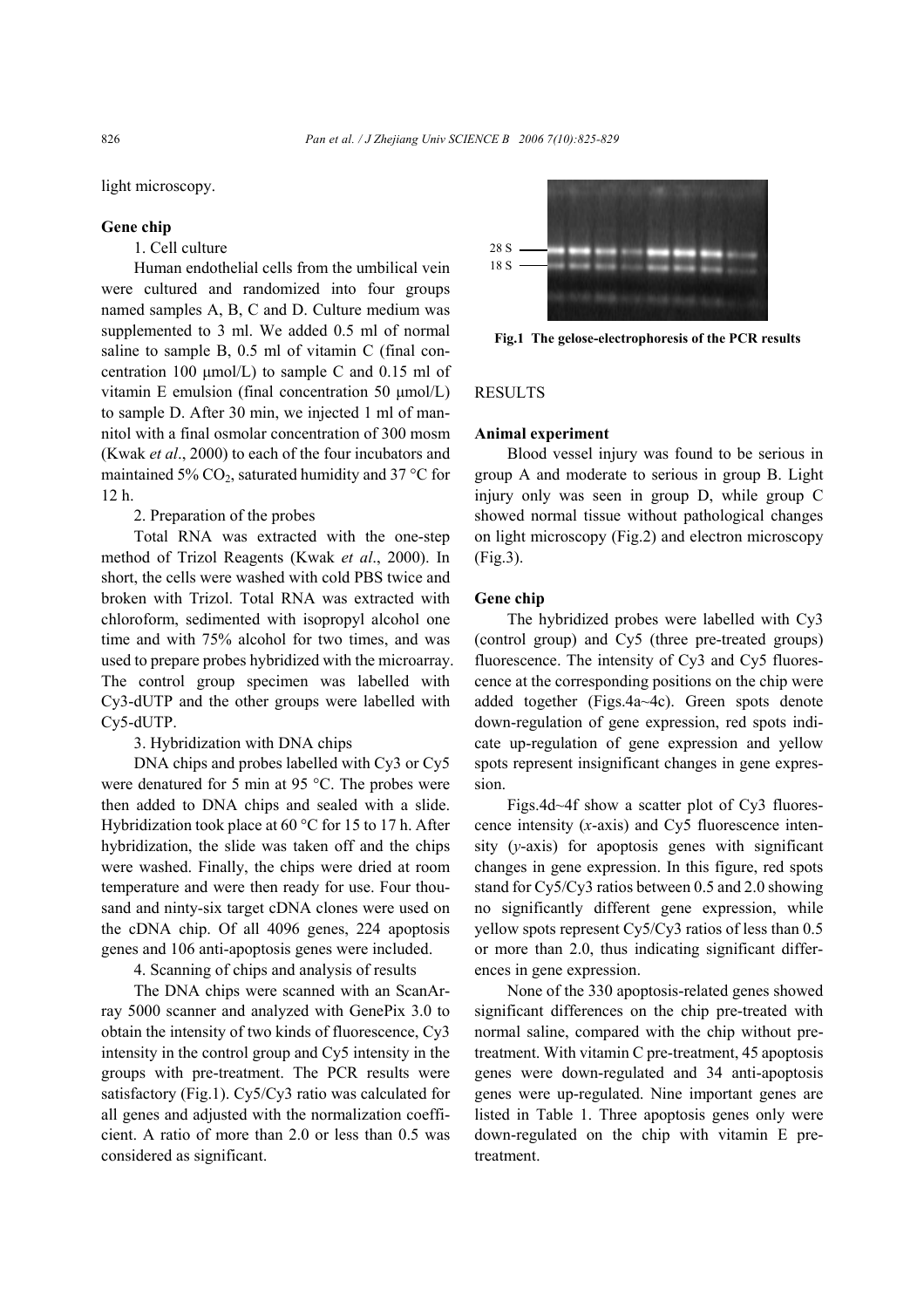light microscopy.

### Gene chip

1. Cell culture

Human endothelial cells from the umbilical vein were cultured and randomized into four groups named samples A, B, C and D. Culture medium was supplemented to 3 ml. We added 0.5 ml of normal saline to sample B, 0.5 ml of vitamin C (final concentration 100 μmol/L) to sample C and 0.15 ml of vitamin E emulsion (final concentration 50 μmol/L) to sample D. After 30 min, we injected 1 ml of mannitol with a final osmolar concentration of 300 mosm (Kwak *et al*., 2000) to each of the four incubators and maintained 5% $CO_2$, saturated humidity and 37 °C for 12 h.

2. Preparation of the probes

Total RNA was extracted with the one-step method of Trizol Reagents (Kwak *et al*., 2000). In short, the cells were washed with cold PBS twice and broken with Trizol. Total RNA was extracted with chloroform, sedimented with isopropyl alcohol one time and with 75% alcohol for two times, and was used to prepare probes hybridized with the microarray. The control group specimen was labelled with Cy3-dUTP and the other groups were labelled with Cy5-dUTP.

3. Hybridization with DNA chips

DNA chips and probes labelled with Cy3 or Cy5 were denatured for 5 min at 95 °C. The probes were then added to DNA chips and sealed with a slide. Hybridization took place at 60 °C for 15 to 17 h. After hybridization, the slide was taken off and the chips were washed. Finally, the chips were dried at room temperature and were then ready for use. Four thousand and ninty-six target cDNA clones were used on the cDNA chip. Of all 4096 genes, 224 apoptosis genes and 106 anti-apoptosis genes were included.

4. Scanning of chips and analysis of results

The DNA chips were scanned with an ScanArray 5000 scanner and analyzed with GenePix 3.0 to obtain the intensity of two kinds of fluorescence, Cy3 intensity in the control group and Cy5 intensity in the groups with pre-treatment. The PCR results were satisfactory (Fig.1). Cy5/Cy3 ratio was calculated for all genes and adjusted with the normalization coefficient. A ratio of more than 2.0 or less than 0.5 was considered as significant.

28 S
18 S

**Fig.1 The gelose-electrophoresis of the PCR results**

## RESULTS

### Animal experiment

Blood vessel injury was found to be serious in group A and moderate to serious in group B. Light injury only was seen in group D, while group C showed normal tissue without pathological changes on light microscopy (Fig.2) and electron microscopy (Fig.3).

### Gene chip

The hybridized probes were labelled with Cy3 (control group) and Cy5 (three pre-treated groups) fluorescence. The intensity of Cy3 and Cy5 fluorescence at the corresponding positions on the chip were added together (Figs.4a~4c). Green spots denote down-regulation of gene expression, red spots indicate up-regulation of gene expression and yellow spots represent insignificant changes in gene expression.

Figs.4d~4f show a scatter plot of Cy3 fluorescence intensity (*x*-axis) and Cy5 fluorescence intensity (*y*-axis) for apoptosis genes with significant changes in gene expression. In this figure, red spots stand for Cy5/Cy3 ratios between 0.5 and 2.0 showing no significantly different gene expression, while yellow spots represent Cy5/Cy3 ratios of less than 0.5 or more than 2.0, thus indicating significant differences in gene expression.

None of the 330 apoptosis-related genes showed significant differences on the chip pre-treated with normal saline, compared with the chip without pre-treatment. With vitamin C pre-treatment, 45 apoptosis genes were down-regulated and 34 anti-apoptosis genes were up-regulated. Nine important genes are listed in Table 1. Three apoptosis genes only were down-regulated on the chip with vitamin E pre-treatment.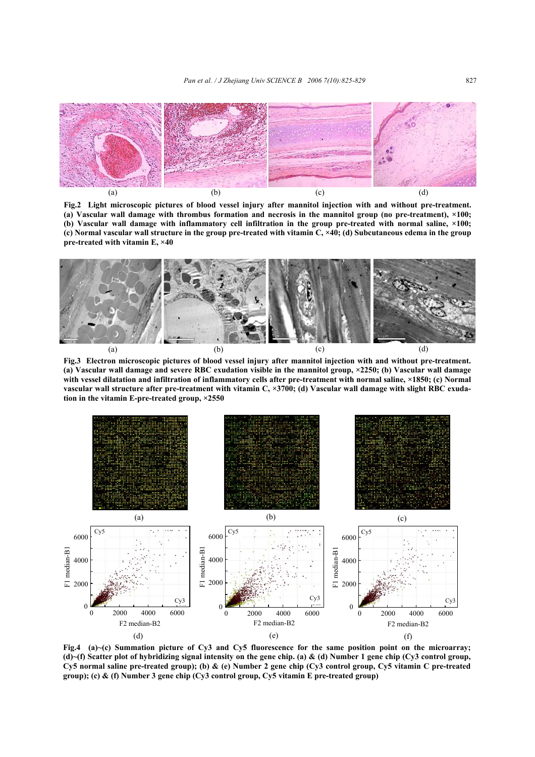Fig.2 Light microscopic pictures of blood vessel injury after mannitol injection with and without pre-treatment. (a) Vascular wall damage with thrombus formation and necrosis in the mannitol group (no pre-treatment), ×100; (b) Vascular wall damage with inflammatory cell infiltration in the group pre-treated with normal saline, ×100; (c) Normal vascular wall structure in the group pre-treated with vitamin C, ×40; (d) Subcutaneous edema in the group pre-treated with vitamin E, ×40

Fig.3 Electron microscopic pictures of blood vessel injury after mannitol injection with and without pre-treatment. (a) Vascular wall damage and severe RBC exudation visible in the mannitol group, ×2250; (b) Vascular wall damage with vessel dilatation and infiltration of inflammatory cells after pre-treatment with normal saline, ×1850; (c) Normal vascular wall structure after pre-treatment with vitamin C, ×3700; (d) Vascular wall damage with slight RBC exudation in the vitamin E-pre-treated group, ×2550

Fig.4 (a)~(c) Summation picture of Cy3 and Cy5 fluorescence for the same position point on the microarray; (d)~(f) Scatter plot of hybridizing signal intensity on the gene chip. (a) & (d) Number 1 gene chip (Cy3 control group, Cy5 normal saline pre-treated group); (b) & (e) Number 2 gene chip (Cy3 control group, Cy5 vitamin C pre-treated group); (c) & (f) Number 3 gene chip (Cy3 control group, Cy5 vitamin E pre-treated group)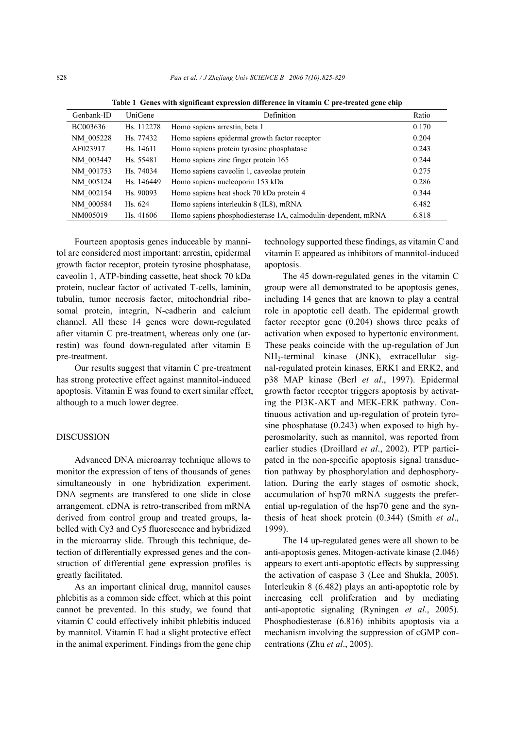**Table 1 Genes with significant expression difference in vitamin C pre-treated gene chip**

| Genbank-ID | UniGene | Definition | Ratio |
|---|---|---|---|
| BC003636 | Hs. 112278 | Homo sapiens arrestin, beta 1 | 0.170 |
| NM_005228 | Hs. 77432 | Homo sapiens epidermal growth factor receptor | 0.204 |
| AF023917 | Hs. 14611 | Homo sapiens protein tyrosine phosphatase | 0.243 |
| NM_003447 | Hs. 55481 | Homo sapiens zinc finger protein 165 | 0.244 |
| NM_001753 | Hs. 74034 | Homo sapiens caveolin 1, caveolae protein | 0.275 |
| NM_005124 | Hs. 146449 | Homo sapiens nucleoporin 153 kDa | 0.286 |
| NM_002154 | Hs. 90093 | Homo sapiens heat shock 70 kDa protein 4 | 0.344 |
| NM_000584 | Hs. 624 | Homo sapiens interleukin 8 (IL8), mRNA | 6.482 |
| NM005019 | Hs. 41606 | Homo sapiens phosphodiesterase 1A, calmodulin-dependent, mRNA | 6.818 |

Fourteen apoptosis genes induceable by mannitol are considered most important: arrestin, epidermal growth factor receptor, protein tyrosine phosphatase, caveolin 1, ATP-binding cassette, heat shock 70 kDa protein, nuclear factor of activated T-cells, laminin, tubulin, tumor necrosis factor, mitochondrial ribosomal protein, integrin, N-cadherin and calcium channel. All these 14 genes were down-regulated after vitamin C pre-treatment, whereas only one (arrestin) was found down-regulated after vitamin E pre-treatment.

Our results suggest that vitamin C pre-treatment has strong protective effect against mannitol-induced apoptosis. Vitamin E was found to exert similar effect, although to a much lower degree.

## DISCUSSION

Advanced DNA microarray technique allows to monitor the expression of tens of thousands of genes simultaneously in one hybridization experiment. DNA segments are transfered to one slide in close arrangement. cDNA is retro-transcribed from mRNA derived from control group and treated groups, labelled with Cy3 and Cy5 fluorescence and hybridized in the microarray slide. Through this technique, detection of differentially expressed genes and the construction of differential gene expression profiles is greatly facilitated.

As an important clinical drug, mannitol causes phlebitis as a common side effect, which at this point cannot be prevented. In this study, we found that vitamin C could effectively inhibit phlebitis induced by mannitol. Vitamin E had a slight protective effect in the animal experiment. Findings from the gene chip technology supported these findings, as vitamin C and vitamin E appeared as inhibitors of mannitol-induced apoptosis.

The 45 down-regulated genes in the vitamin C group were all demonstrated to be apoptosis genes, including 14 genes that are known to play a central role in apoptotic cell death. The epidermal growth factor receptor gene (0.204) shows three peaks of activation when exposed to hypertonic environment. These peaks coincide with the up-regulation of Jun $NH_2$-terminal kinase (JNK), extracellular signal-regulated protein kinases, ERK1 and ERK2, and p38 MAP kinase (Berl *et al*., 1997). Epidermal growth factor receptor triggers apoptosis by activating the PI3K-AKT and MEK-ERK pathway. Continuous activation and up-regulation of protein tyrosine phosphatase (0.243) when exposed to high hyperosmolarity, such as mannitol, was reported from earlier studies (Droillard *et al*., 2002). PTP participated in the non-specific apoptosis signal transduction pathway by phosphorylation and dephosphorylation. During the early stages of osmotic shock, accumulation of hsp70 mRNA suggests the preferential up-regulation of the hsp70 gene and the synthesis of heat shock protein (0.344) (Smith *et al*., 1999).

The 14 up-regulated genes were all shown to be anti-apoptosis genes. Mitogen-activate kinase (2.046) appears to exert anti-apoptotic effects by suppressing the activation of caspase 3 (Lee and Shukla, 2005). Interleukin 8 (6.482) plays an anti-apoptotic role by increasing cell proliferation and by mediating anti-apoptotic signaling (Ryningen *et al*., 2005). Phosphodiesterase (6.816) inhibits apoptosis via a mechanism involving the suppression of cGMP concentrations (Zhu *et al*., 2005).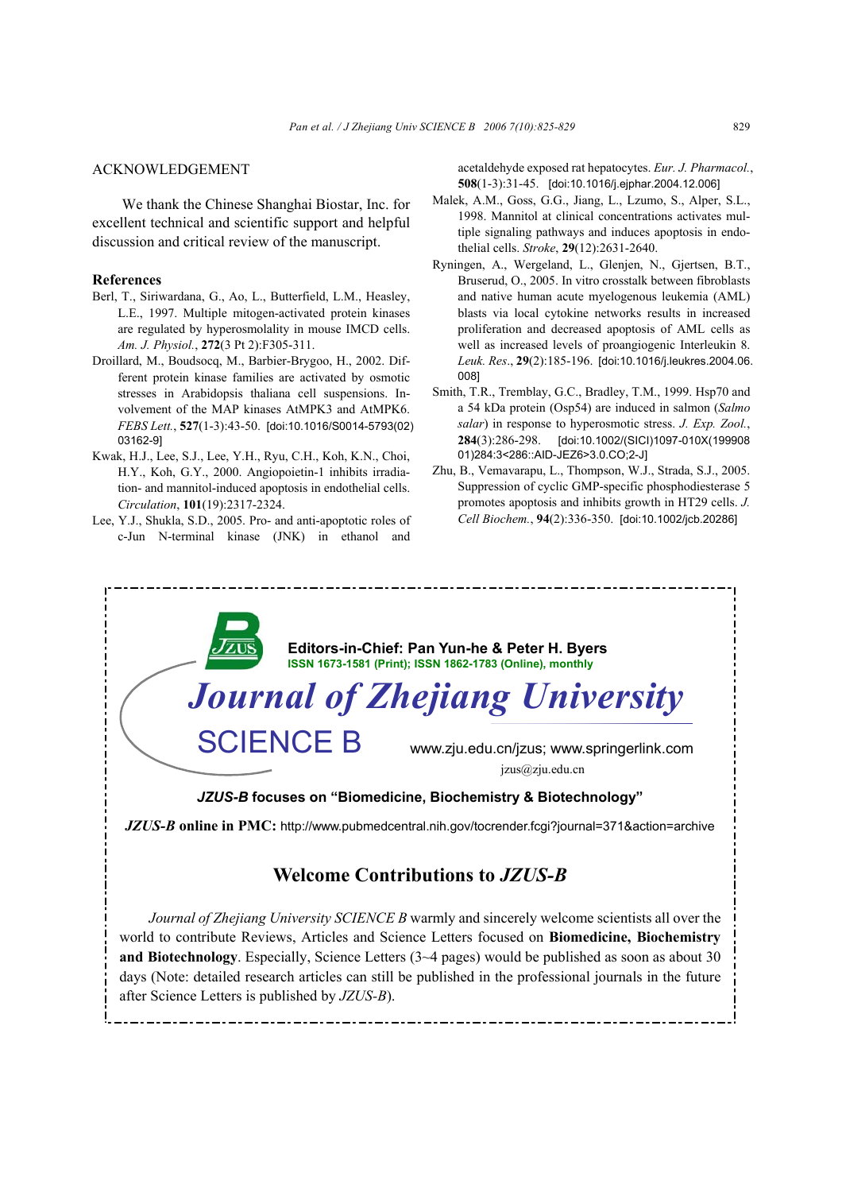## ACKNOWLEDGEMENT

We thank the Chinese Shanghai Biostar, Inc. for excellent technical and scientific support and helpful discussion and critical review of the manuscript.

### References

Berl, T., Siriwardana, G., Ao, L., Butterfield, L.M., Heasley, L.E., 1997. Multiple mitogen-activated protein kinases are regulated by hyperosmolality in mouse IMCD cells. *Am. J. Physiol.*, **272**(3 Pt 2):F305-311.

Droillard, M., Boudsocq, M., Barbier-Brygoo, H., 2002. Different protein kinase families are activated by osmotic stresses in Arabidopsis thaliana cell suspensions. Involvement of the MAP kinases AtMPK3 and AtMPK6. *FEBS Lett.*, **527**(1-3):43-50. [doi:10.1016/S0014-5793(02)03162-9]

Kwak, H.J., Lee, S.J., Lee, Y.H., Ryu, C.H., Koh, K.N., Choi, H.Y., Koh, G.Y., 2000. Angiopoietin-1 inhibits irradiation- and mannitol-induced apoptosis in endothelial cells. *Circulation*, **101**(19):2317-2324.

Lee, Y.J., Shukla, S.D., 2005. Pro- and anti-apoptotic roles of c-Jun N-terminal kinase (JNK) in ethanol and acetaldehyde exposed rat hepatocytes. *Eur. J. Pharmacol.*, **508**(1-3):31-45. [doi:10.1016/j.ejphar.2004.12.006]

Malek, A.M., Goss, G.G., Jiang, L., Lzumo, S., Alper, S.L., 1998. Mannitol at clinical concentrations activates multiple signaling pathways and induces apoptosis in endothelial cells. *Stroke*, **29**(12):2631-2640.

Ryningen, A., Wergeland, L., Glenjen, N., Gjertsen, B.T., Bruserud, O., 2005. In vitro crosstalk between fibroblasts and native human acute myelogenous leukemia (AML) blasts via local cytokine networks results in increased proliferation and decreased apoptosis of AML cells as well as increased levels of proangiogenic Interleukin 8. *Leuk. Res.*, **29**(2):185-196. [doi:10.1016/j.leukres.2004.06.008]

Smith, T.R., Tremblay, G.C., Bradley, T.M., 1999. Hsp70 and a 54 kDa protein (Osp54) are induced in salmon (*Salmo salar*) in response to hyperosmotic stress. *J. Exp. Zool.*, **284**(3):286-298. [doi:10.1002/(SICI)1097-010X(19990801)284:3<286::AID-JEZ6>3.0.CO;2-J]

Zhu, B., Vemavarapu, L., Thompson, W.J., Strada, S.J., 2005. Suppression of cyclic GMP-specific phosphodiesterase 5 promotes apoptosis and inhibits growth in HT29 cells. *J. Cell Biochem.*, **94**(2):336-350. [doi:10.1002/jcb.20286]

---

**Editors-in-Chief: Pan Yun-he & Peter H. Byers**
**ISSN 1673-1581 (Print); ISSN 1862-1783 (Online), monthly**

***Journal of Zhejiang University***
SCIENCE B

www.zju.edu.cn/jzus; www.springerlink.com
jzus@zju.edu.cn

***JZUS-B*** **focuses on "Biomedicine, Biochemistry & Biotechnology"**

***JZUS-B*** **online in PMC:** http://www.pubmedcentral.nih.gov/tocrender.fcgi?journal=371&action=archive

## Welcome Contributions to *JZUS-B*

*Journal of Zhejiang University SCIENCE B* warmly and sincerely welcome scientists all over the world to contribute Reviews, Articles and Science Letters focused on **Biomedicine, Biochemistry and Biotechnology**. Especially, Science Letters (3~4 pages) would be published as soon as about 30 days (Note: detailed research articles can still be published in the professional journals in the future after Science Letters is published by *JZUS-B*).